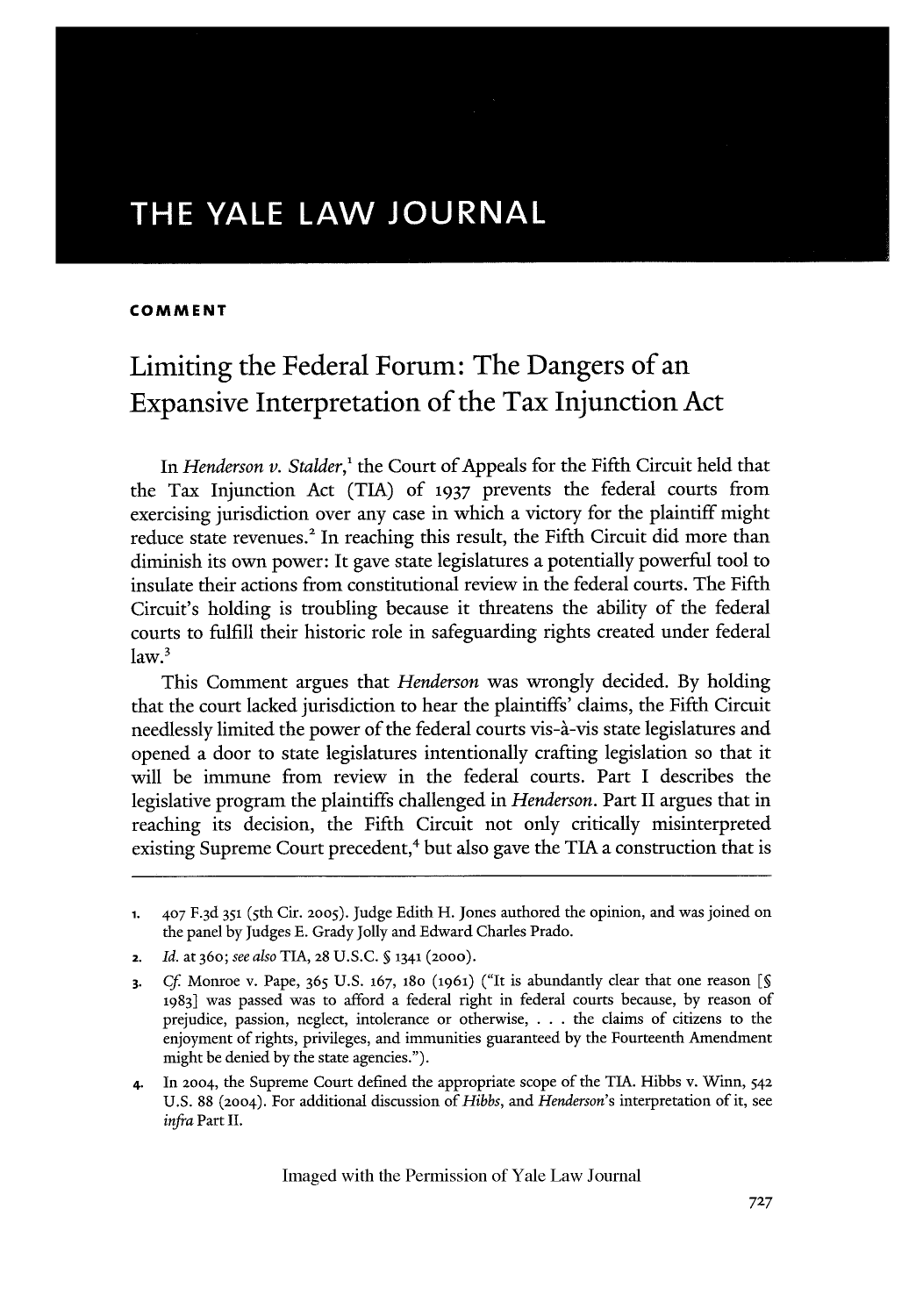# THE YALE LAW JOURNAL

**COMMENT**

## Limiting the Federal Forum: The Dangers of an Expansive Interpretation of the Tax Injunction Act

In *Henderson v. Stalder*,[1] the Court of Appeals for the Fifth Circuit held that the Tax Injunction Act (TIA) of 1937 prevents the federal courts from exercising jurisdiction over any case in which a victory for the plaintiff might reduce state revenues.[2] In reaching this result, the Fifth Circuit did more than diminish its own power: It gave state legislatures a potentially powerful tool to insulate their actions from constitutional review in the federal courts. The Fifth Circuit's holding is troubling because it threatens the ability of the federal courts to fulfill their historic role in safeguarding rights created under federal law.[3]

This Comment argues that *Henderson* was wrongly decided. By holding that the court lacked jurisdiction to hear the plaintiffs' claims, the Fifth Circuit needlessly limited the power of the federal courts vis-à-vis state legislatures and opened a door to state legislatures intentionally crafting legislation so that it will be immune from review in the federal courts. Part I describes the legislative program the plaintiffs challenged in *Henderson*. Part II argues that in reaching its decision, the Fifth Circuit not only critically misinterpreted existing Supreme Court precedent,[4] but also gave the TIA a construction that is

---

1. 407 F.3d 351 (5th Cir. 2005). Judge Edith H. Jones authored the opinion, and was joined on the panel by Judges E. Grady Jolly and Edward Charles Prado.
2. *Id.* at 360; *see also* TIA, 28 U.S.C. § 1341 (2000).
3. *Cf.* Monroe v. Pape, 365 U.S. 167, 180 (1961) ("It is abundantly clear that one reason [§ 1983] was passed was to afford a federal right in federal courts because, by reason of prejudice, passion, neglect, intolerance or otherwise, . . . the claims of citizens to the enjoyment of rights, privileges, and immunities guaranteed by the Fourteenth Amendment might be denied by the state agencies.").
4. In 2004, the Supreme Court defined the appropriate scope of the TIA. Hibbs v. Winn, 542 U.S. 88 (2004). For additional discussion of *Hibbs*, and *Henderson*'s interpretation of it, see *infra* Part II.

Imaged with the Permission of Yale Law Journal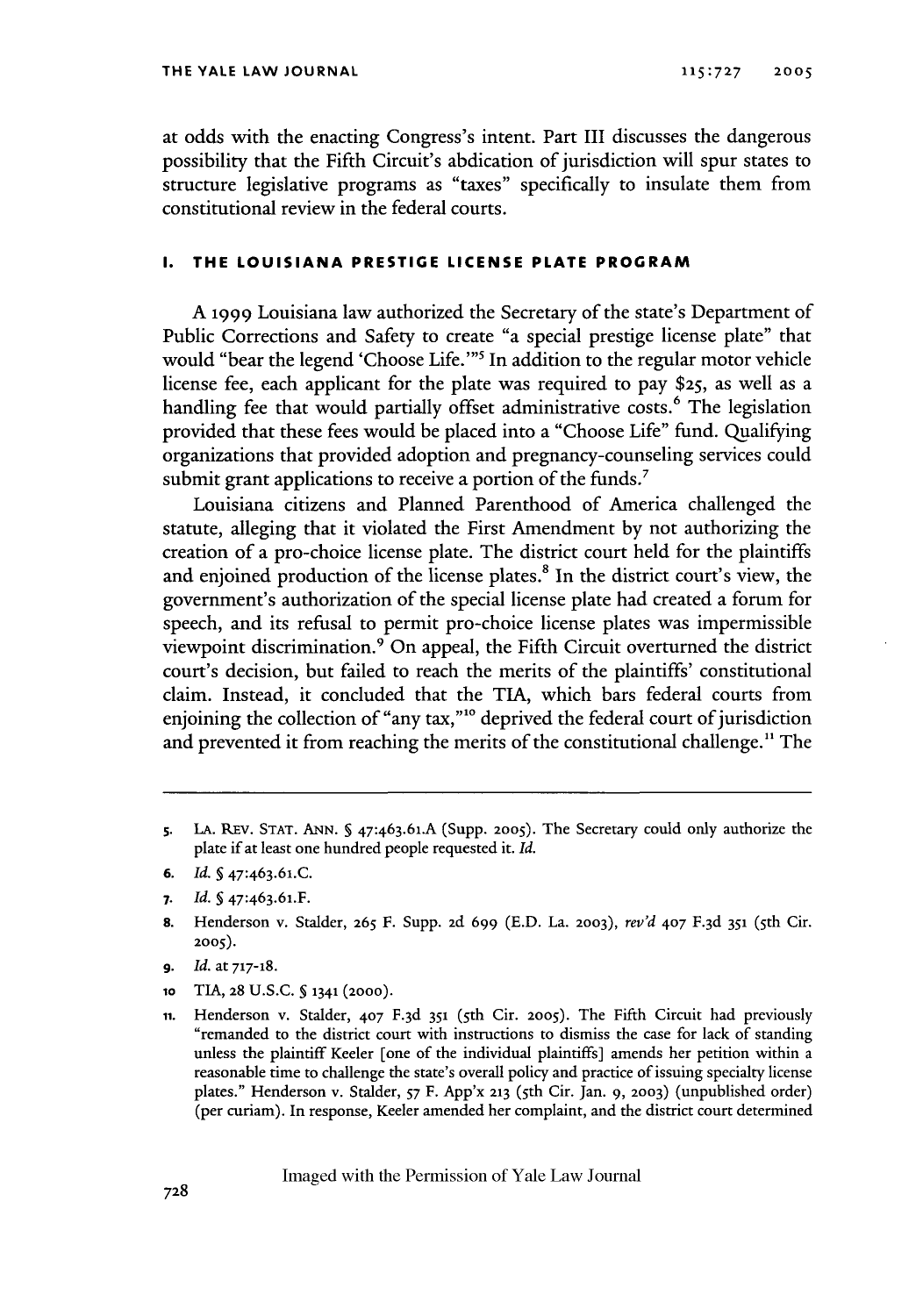at odds with the enacting Congress's intent. Part III discusses the dangerous possibility that the Fifth Circuit's abdication of jurisdiction will spur states to structure legislative programs as "taxes" specifically to insulate them from constitutional review in the federal courts.

## I. THE LOUISIANA PRESTIGE LICENSE PLATE PROGRAM

A 1999 Louisiana law authorized the Secretary of the state's Department of Public Corrections and Safety to create "a special prestige license plate" that would "bear the legend 'Choose Life.'"[5] In addition to the regular motor vehicle license fee, each applicant for the plate was required to pay $25, as well as a handling fee that would partially offset administrative costs.[6] The legislation provided that these fees would be placed into a "Choose Life" fund. Qualifying organizations that provided adoption and pregnancy-counseling services could submit grant applications to receive a portion of the funds.[7]

Louisiana citizens and Planned Parenthood of America challenged the statute, alleging that it violated the First Amendment by not authorizing the creation of a pro-choice license plate. The district court held for the plaintiffs and enjoined production of the license plates.[8] In the district court's view, the government's authorization of the special license plate had created a forum for speech, and its refusal to permit pro-choice license plates was impermissible viewpoint discrimination.[9] On appeal, the Fifth Circuit overturned the district court's decision, but failed to reach the merits of the plaintiffs' constitutional claim. Instead, it concluded that the TIA, which bars federal courts from enjoining the collection of "any tax,"[10] deprived the federal court of jurisdiction and prevented it from reaching the merits of the constitutional challenge.[11] The

---

5. LA. REV. STAT. ANN. § 47:463.61.A (Supp. 2005). The Secretary could only authorize the plate if at least one hundred people requested it. *Id.*

6. *Id.* § 47:463.61.C.

7. *Id.* § 47:463.61.F.

8. Henderson v. Stalder, 265 F. Supp. 2d 699 (E.D. La. 2003), *rev'd* 407 F.3d 351 (5th Cir. 2005).

9. *Id.* at 717-18.

10. TIA, 28 U.S.C. § 1341 (2000).

11. Henderson v. Stalder, 407 F.3d 351 (5th Cir. 2005). The Fifth Circuit had previously "remanded to the district court with instructions to dismiss the case for lack of standing unless the plaintiff Keeler [one of the individual plaintiffs] amends her petition within a reasonable time to challenge the state's overall policy and practice of issuing specialty license plates." Henderson v. Stalder, 57 F. App'x 213 (5th Cir. Jan. 9, 2003) (unpublished order) (per curiam). In response, Keeler amended her complaint, and the district court determined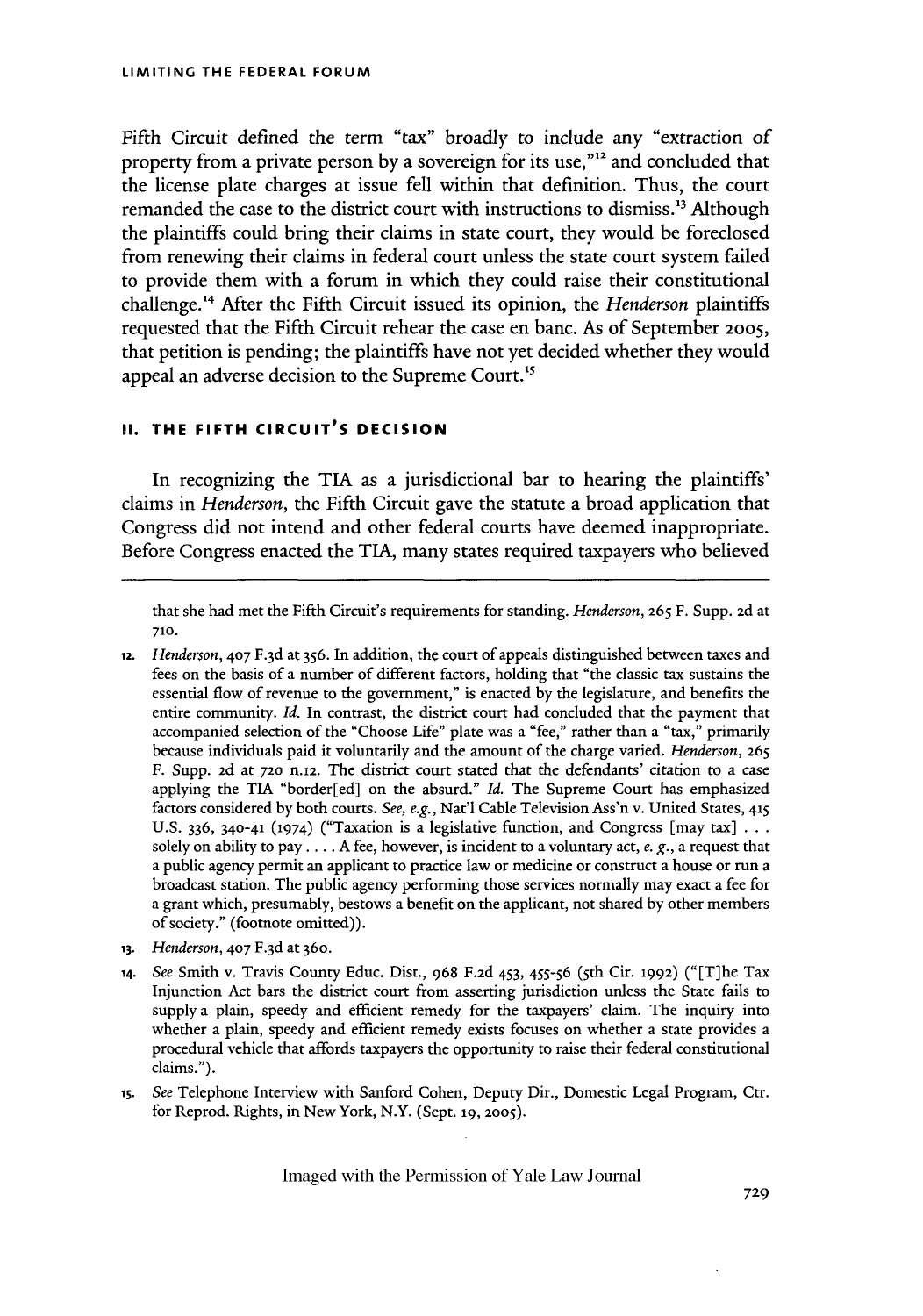Fifth Circuit defined the term "tax" broadly to include any "extraction of property from a private person by a sovereign for its use,"[12] and concluded that the license plate charges at issue fell within that definition. Thus, the court remanded the case to the district court with instructions to dismiss.[13] Although the plaintiffs could bring their claims in state court, they would be foreclosed from renewing their claims in federal court unless the state court system failed to provide them with a forum in which they could raise their constitutional challenge.[14] After the Fifth Circuit issued its opinion, the *Henderson* plaintiffs requested that the Fifth Circuit rehear the case en banc. As of September 2005, that petition is pending; the plaintiffs have not yet decided whether they would appeal an adverse decision to the Supreme Court.[15]

## II. THE FIFTH CIRCUIT'S DECISION

In recognizing the TIA as a jurisdictional bar to hearing the plaintiffs' claims in *Henderson*, the Fifth Circuit gave the statute a broad application that Congress did not intend and other federal courts have deemed inappropriate. Before Congress enacted the TIA, many states required taxpayers who believed

---

that she had met the Fifth Circuit's requirements for standing. *Henderson*, 265 F. Supp. 2d at 710.

12. *Henderson*, 407 F.3d at 356. In addition, the court of appeals distinguished between taxes and fees on the basis of a number of different factors, holding that "the classic tax sustains the essential flow of revenue to the government," is enacted by the legislature, and benefits the entire community. *Id.* In contrast, the district court had concluded that the payment that accompanied selection of the "Choose Life" plate was a "fee," rather than a "tax," primarily because individuals paid it voluntarily and the amount of the charge varied. *Henderson*, 265 F. Supp. 2d at 720 n.12. The district court stated that the defendants' citation to a case applying the TIA "border[ed] on the absurd." *Id.* The Supreme Court has emphasized factors considered by both courts. *See, e.g.*, Nat'l Cable Television Ass'n v. United States, 415 U.S. 336, 340-41 (1974) ("Taxation is a legislative function, and Congress [may tax] . . . solely on ability to pay . . . . A fee, however, is incident to a voluntary act, *e. g.*, a request that a public agency permit an applicant to practice law or medicine or construct a house or run a broadcast station. The public agency performing those services normally may exact a fee for a grant which, presumably, bestows a benefit on the applicant, not shared by other members of society." (footnote omitted)).

13. *Henderson*, 407 F.3d at 360.

14. *See* Smith v. Travis County Educ. Dist., 968 F.2d 453, 455-56 (5th Cir. 1992) ("[T]he Tax Injunction Act bars the district court from asserting jurisdiction unless the State fails to supply a plain, speedy and efficient remedy for the taxpayers' claim. The inquiry into whether a plain, speedy and efficient remedy exists focuses on whether a state provides a procedural vehicle that affords taxpayers the opportunity to raise their federal constitutional claims.").

15. *See* Telephone Interview with Sanford Cohen, Deputy Dir., Domestic Legal Program, Ctr. for Reprod. Rights, in New York, N.Y. (Sept. 19, 2005).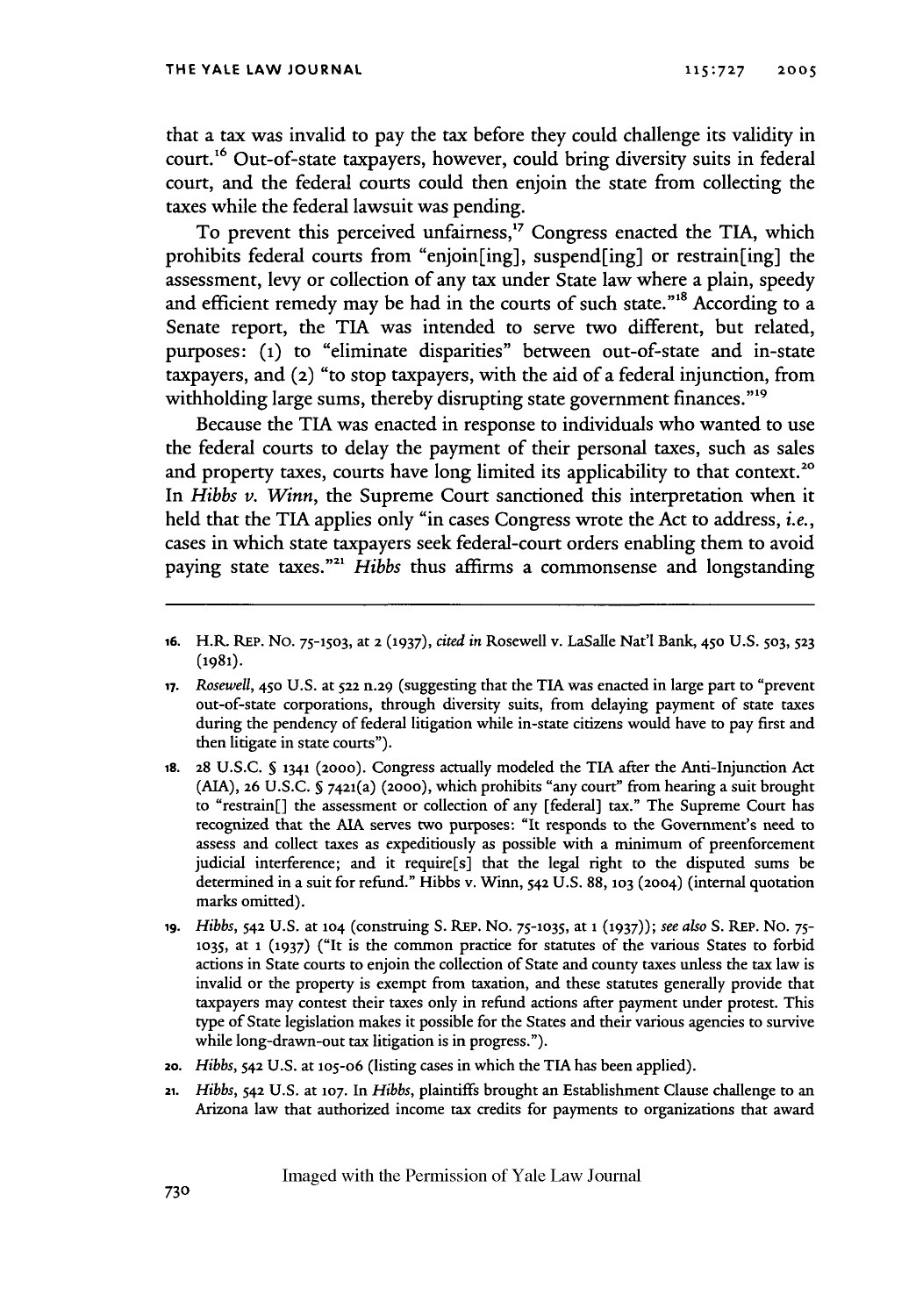that a tax was invalid to pay the tax before they could challenge its validity in court.[16] Out-of-state taxpayers, however, could bring diversity suits in federal court, and the federal courts could then enjoin the state from collecting the taxes while the federal lawsuit was pending.

To prevent this perceived unfairness,[17] Congress enacted the TIA, which prohibits federal courts from "enjoin[ing], suspend[ing] or restrain[ing] the assessment, levy or collection of any tax under State law where a plain, speedy and efficient remedy may be had in the courts of such state."[18] According to a Senate report, the TIA was intended to serve two different, but related, purposes: (1) to "eliminate disparities" between out-of-state and in-state taxpayers, and (2) "to stop taxpayers, with the aid of a federal injunction, from withholding large sums, thereby disrupting state government finances."[19]

Because the TIA was enacted in response to individuals who wanted to use the federal courts to delay the payment of their personal taxes, such as sales and property taxes, courts have long limited its applicability to that context.[20] In *Hibbs v. Winn*, the Supreme Court sanctioned this interpretation when it held that the TIA applies only "in cases Congress wrote the Act to address, *i.e.*, cases in which state taxpayers seek federal-court orders enabling them to avoid paying state taxes."[21] *Hibbs* thus affirms a commonsense and longstanding

---

16. H.R. REP. NO. 75-1503, at 2 (1937), *cited in* Rosewell v. LaSalle Nat'l Bank, 450 U.S. 503, 523 (1981).

17. *Rosewell*, 450 U.S. at 522 n.29 (suggesting that the TIA was enacted in large part to "prevent out-of-state corporations, through diversity suits, from delaying payment of state taxes during the pendency of federal litigation while in-state citizens would have to pay first and then litigate in state courts").

18. 28 U.S.C. § 1341 (2000). Congress actually modeled the TIA after the Anti-Injunction Act (AIA), 26 U.S.C. § 7421(a) (2000), which prohibits "any court" from hearing a suit brought to "restrain[] the assessment or collection of any [federal] tax." The Supreme Court has recognized that the AIA serves two purposes: "It responds to the Government's need to assess and collect taxes as expeditiously as possible with a minimum of preenforcement judicial interference; and it require[s] that the legal right to the disputed sums be determined in a suit for refund." Hibbs v. Winn, 542 U.S. 88, 103 (2004) (internal quotation marks omitted).

19. *Hibbs*, 542 U.S. at 104 (construing S. REP. NO. 75-1035, at 1 (1937)); *see also* S. REP. NO. 75-1035, at 1 (1937) ("It is the common practice for statutes of the various States to forbid actions in State courts to enjoin the collection of State and county taxes unless the tax law is invalid or the property is exempt from taxation, and these statutes generally provide that taxpayers may contest their taxes only in refund actions after payment under protest. This type of State legislation makes it possible for the States and their various agencies to survive while long-drawn-out tax litigation is in progress.").

20. *Hibbs*, 542 U.S. at 105-06 (listing cases in which the TIA has been applied).

21. *Hibbs*, 542 U.S. at 107. In *Hibbs*, plaintiffs brought an Establishment Clause challenge to an Arizona law that authorized income tax credits for payments to organizations that award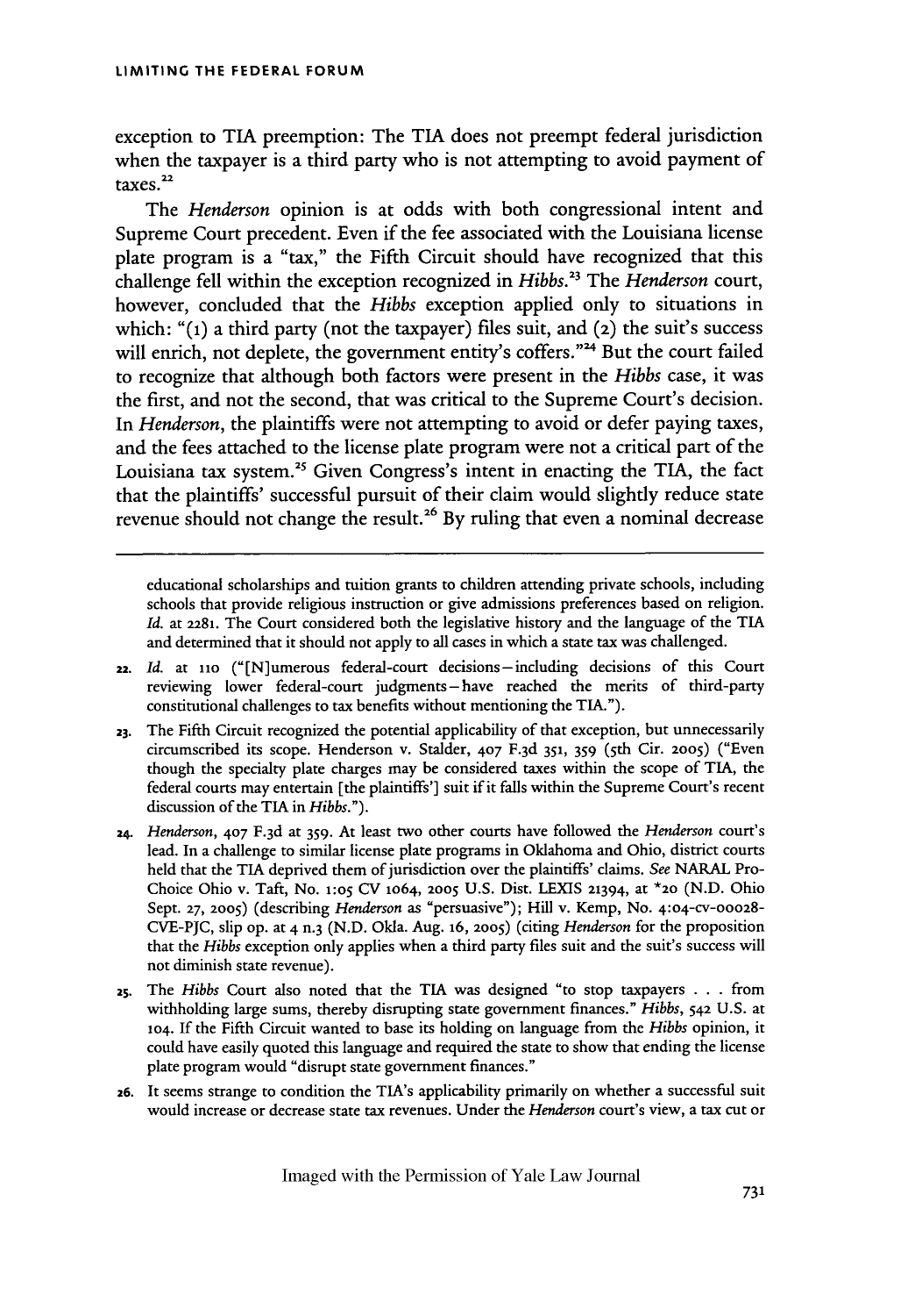exception to TIA preemption: The TIA does not preempt federal jurisdiction when the taxpayer is a third party who is not attempting to avoid payment of taxes.[22]

The *Henderson* opinion is at odds with both congressional intent and Supreme Court precedent. Even if the fee associated with the Louisiana license plate program is a "tax," the Fifth Circuit should have recognized that this challenge fell within the exception recognized in *Hibbs*.[23] The *Henderson* court, however, concluded that the *Hibbs* exception applied only to situations in which: "(1) a third party (not the taxpayer) files suit, and (2) the suit's success will enrich, not deplete, the government entity's coffers."[24] But the court failed to recognize that although both factors were present in the *Hibbs* case, it was the first, and not the second, that was critical to the Supreme Court's decision. In *Henderson*, the plaintiffs were not attempting to avoid or defer paying taxes, and the fees attached to the license plate program were not a critical part of the Louisiana tax system.[25] Given Congress's intent in enacting the TIA, the fact that the plaintiffs' successful pursuit of their claim would slightly reduce state revenue should not change the result.[26] By ruling that even a nominal decrease

---

educational scholarships and tuition grants to children attending private schools, including schools that provide religious instruction or give admissions preferences based on religion. *Id.* at 2281. The Court considered both the legislative history and the language of the TIA and determined that it should not apply to all cases in which a state tax was challenged.

22. *Id.* at 110 ("[N]umerous federal-court decisions—including decisions of this Court reviewing lower federal-court judgments—have reached the merits of third-party constitutional challenges to tax benefits without mentioning the TIA.").

23. The Fifth Circuit recognized the potential applicability of that exception, but unnecessarily circumscribed its scope. Henderson v. Stalder, 407 F.3d 351, 359 (5th Cir. 2005) ("Even though the specialty plate charges may be considered taxes within the scope of TIA, the federal courts may entertain [the plaintiffs'] suit if it falls within the Supreme Court's recent discussion of the TIA in *Hibbs*.").

24. *Henderson*, 407 F.3d at 359. At least two other courts have followed the *Henderson* court's lead. In a challenge to similar license plate programs in Oklahoma and Ohio, district courts held that the TIA deprived them of jurisdiction over the plaintiffs' claims. *See* NARAL Pro-Choice Ohio v. Taft, No. 1:05 CV 1064, 2005 U.S. Dist. LEXIS 21394, at *20 (N.D. Ohio Sept. 27, 2005) (describing *Henderson* as "persuasive"); Hill v. Kemp, No. 4:04-cv-00028-CVE-PJC, slip op. at 4 n.3 (N.D. Okla. Aug. 16, 2005) (citing *Henderson* for the proposition that the *Hibbs* exception only applies when a third party files suit and the suit's success will not diminish state revenue).

25. The *Hibbs* Court also noted that the TIA was designed "to stop taxpayers . . . from withholding large sums, thereby disrupting state government finances." *Hibbs*, 542 U.S. at 104. If the Fifth Circuit wanted to base its holding on language from the *Hibbs* opinion, it could have easily quoted this language and required the state to show that ending the license plate program would "disrupt state government finances."

26. It seems strange to condition the TIA's applicability primarily on whether a successful suit would increase or decrease state tax revenues. Under the *Henderson* court's view, a tax cut or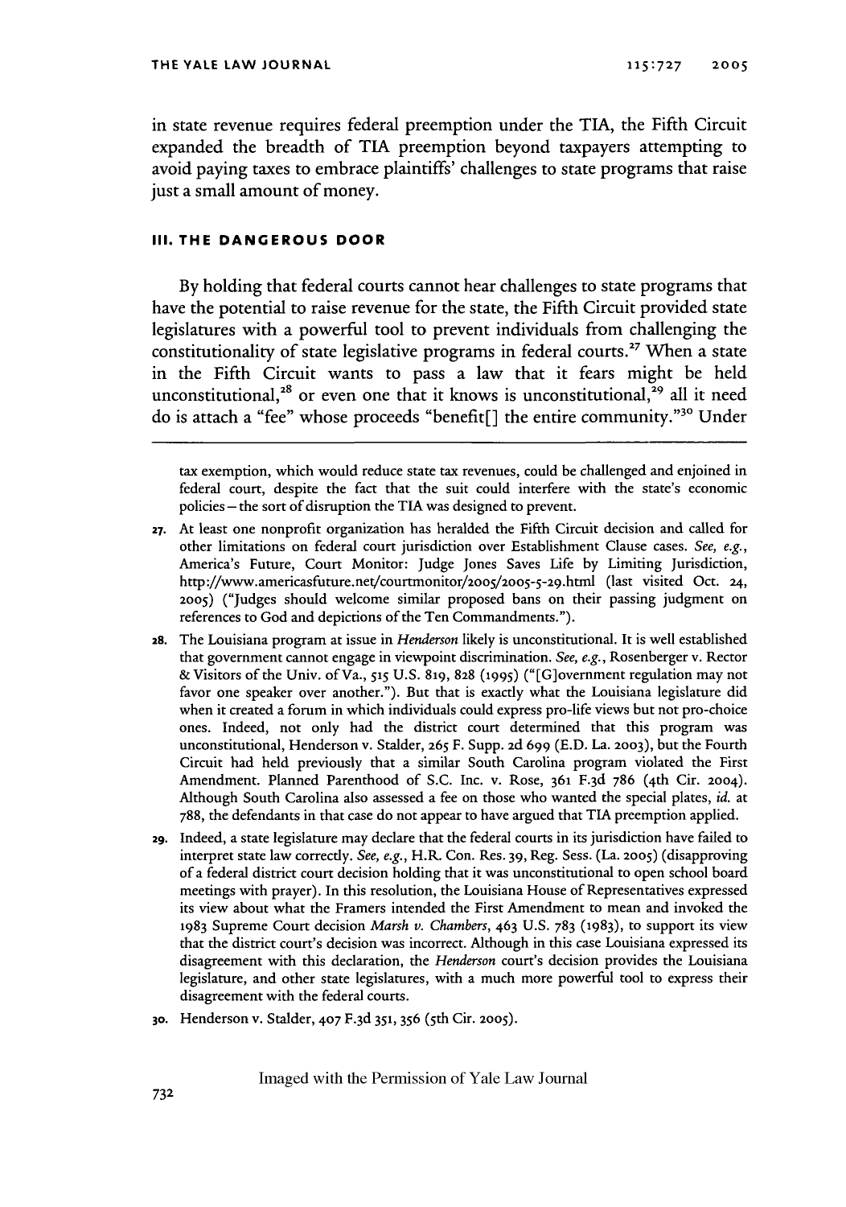in state revenue requires federal preemption under the TIA, the Fifth Circuit expanded the breadth of TIA preemption beyond taxpayers attempting to avoid paying taxes to embrace plaintiffs' challenges to state programs that raise just a small amount of money.

### III. THE DANGEROUS DOOR

By holding that federal courts cannot hear challenges to state programs that have the potential to raise revenue for the state, the Fifth Circuit provided state legislatures with a powerful tool to prevent individuals from challenging the constitutionality of state legislative programs in federal courts.[27] When a state in the Fifth Circuit wants to pass a law that it fears might be held unconstitutional,[28] or even one that it knows is unconstitutional,[29] all it need do is attach a "fee" whose proceeds "benefit[] the entire community."[30] Under

---

tax exemption, which would reduce state tax revenues, could be challenged and enjoined in federal court, despite the fact that the suit could interfere with the state's economic policies – the sort of disruption the TIA was designed to prevent.

27. At least one nonprofit organization has heralded the Fifth Circuit decision and called for other limitations on federal court jurisdiction over Establishment Clause cases. *See, e.g.*, America's Future, Court Monitor: Judge Jones Saves Life by Limiting Jurisdiction, http://www.americasfuture.net/courtmonitor/2005/2005-5-29.html (last visited Oct. 24, 2005) ("Judges should welcome similar proposed bans on their passing judgment on references to God and depictions of the Ten Commandments.").

28. The Louisiana program at issue in *Henderson* likely is unconstitutional. It is well established that government cannot engage in viewpoint discrimination. *See, e.g.*, Rosenberger v. Rector & Visitors of the Univ. of Va., 515 U.S. 819, 828 (1995) ("[G]overnment regulation may not favor one speaker over another."). But that is exactly what the Louisiana legislature did when it created a forum in which individuals could express pro-life views but not pro-choice ones. Indeed, not only had the district court determined that this program was unconstitutional, Henderson v. Stalder, 265 F. Supp. 2d 699 (E.D. La. 2003), but the Fourth Circuit had held previously that a similar South Carolina program violated the First Amendment. Planned Parenthood of S.C. Inc. v. Rose, 361 F.3d 786 (4th Cir. 2004). Although South Carolina also assessed a fee on those who wanted the special plates, *id.* at 788, the defendants in that case do not appear to have argued that TIA preemption applied.

29. Indeed, a state legislature may declare that the federal courts in its jurisdiction have failed to interpret state law correctly. *See, e.g.*, H.R. Con. Res. 39, Reg. Sess. (La. 2005) (disapproving of a federal district court decision holding that it was unconstitutional to open school board meetings with prayer). In this resolution, the Louisiana House of Representatives expressed its view about what the Framers intended the First Amendment to mean and invoked the 1983 Supreme Court decision *Marsh v. Chambers*, 463 U.S. 783 (1983), to support its view that the district court's decision was incorrect. Although in this case Louisiana expressed its disagreement with this declaration, the *Henderson* court's decision provides the Louisiana legislature, and other state legislatures, with a much more powerful tool to express their disagreement with the federal courts.

30. Henderson v. Stalder, 407 F.3d 351, 356 (5th Cir. 2005).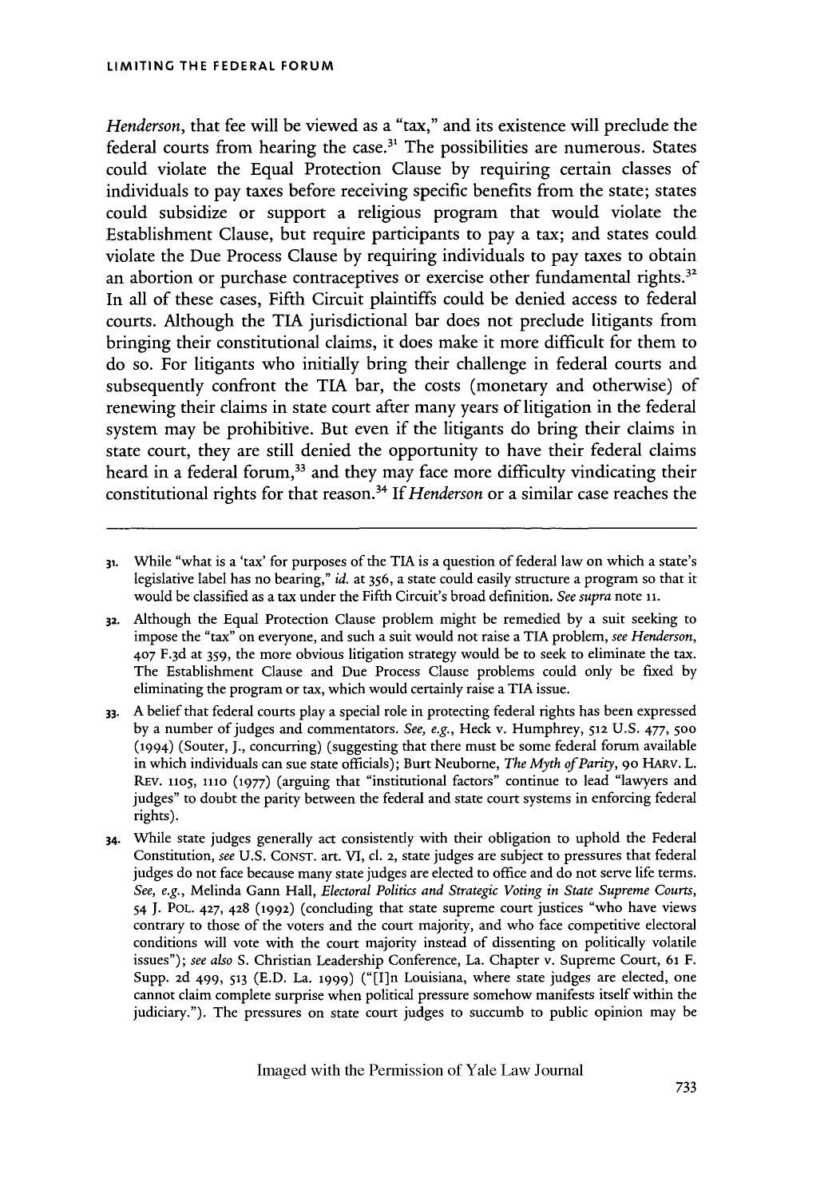*Henderson*, that fee will be viewed as a "tax," and its existence will preclude the federal courts from hearing the case.[31] The possibilities are numerous. States could violate the Equal Protection Clause by requiring certain classes of individuals to pay taxes before receiving specific benefits from the state; states could subsidize or support a religious program that would violate the Establishment Clause, but require participants to pay a tax; and states could violate the Due Process Clause by requiring individuals to pay taxes to obtain an abortion or purchase contraceptives or exercise other fundamental rights.[32] In all of these cases, Fifth Circuit plaintiffs could be denied access to federal courts. Although the TIA jurisdictional bar does not preclude litigants from bringing their constitutional claims, it does make it more difficult for them to do so. For litigants who initially bring their challenge in federal courts and subsequently confront the TIA bar, the costs (monetary and otherwise) of renewing their claims in state court after many years of litigation in the federal system may be prohibitive. But even if the litigants do bring their claims in state court, they are still denied the opportunity to have their federal claims heard in a federal forum,[33] and they may face more difficulty vindicating their constitutional rights for that reason.[34] If *Henderson* or a similar case reaches the

---

31. While "what is a 'tax' for purposes of the TIA is a question of federal law on which a state's legislative label has no bearing," *id.* at 356, a state could easily structure a program so that it would be classified as a tax under the Fifth Circuit's broad definition. *See supra* note 11.

32. Although the Equal Protection Clause problem might be remedied by a suit seeking to impose the "tax" on everyone, and such a suit would not raise a TIA problem, *see Henderson*, 407 F.3d at 359, the more obvious litigation strategy would be to seek to eliminate the tax. The Establishment Clause and Due Process Clause problems could only be fixed by eliminating the program or tax, which would certainly raise a TIA issue.

33. A belief that federal courts play a special role in protecting federal rights has been expressed by a number of judges and commentators. *See, e.g.*, Heck v. Humphrey, 512 U.S. 477, 500 (1994) (Souter, J., concurring) (suggesting that there must be some federal forum available in which individuals can sue state officials); Burt Neuborne, *The Myth of Parity*, 90 HARV. L. REV. 1105, 1110 (1977) (arguing that "institutional factors" continue to lead "lawyers and judges" to doubt the parity between the federal and state court systems in enforcing federal rights).

34. While state judges generally act consistently with their obligation to uphold the Federal Constitution, *see* U.S. CONST. art. VI, cl. 2, state judges are subject to pressures that federal judges do not face because many state judges are elected to office and do not serve life terms. *See, e.g.*, Melinda Gann Hall, *Electoral Politics and Strategic Voting in State Supreme Courts*, 54 J. POL. 427, 428 (1992) (concluding that state supreme court justices "who have views contrary to those of the voters and the court majority, and who face competitive electoral conditions will vote with the court majority instead of dissenting on politically volatile issues"); *see also* S. Christian Leadership Conference, La. Chapter v. Supreme Court, 61 F. Supp. 2d 499, 513 (E.D. La. 1999) ("[I]n Louisiana, where state judges are elected, one cannot claim complete surprise when political pressure somehow manifests itself within the judiciary."). The pressures on state court judges to succumb to public opinion may be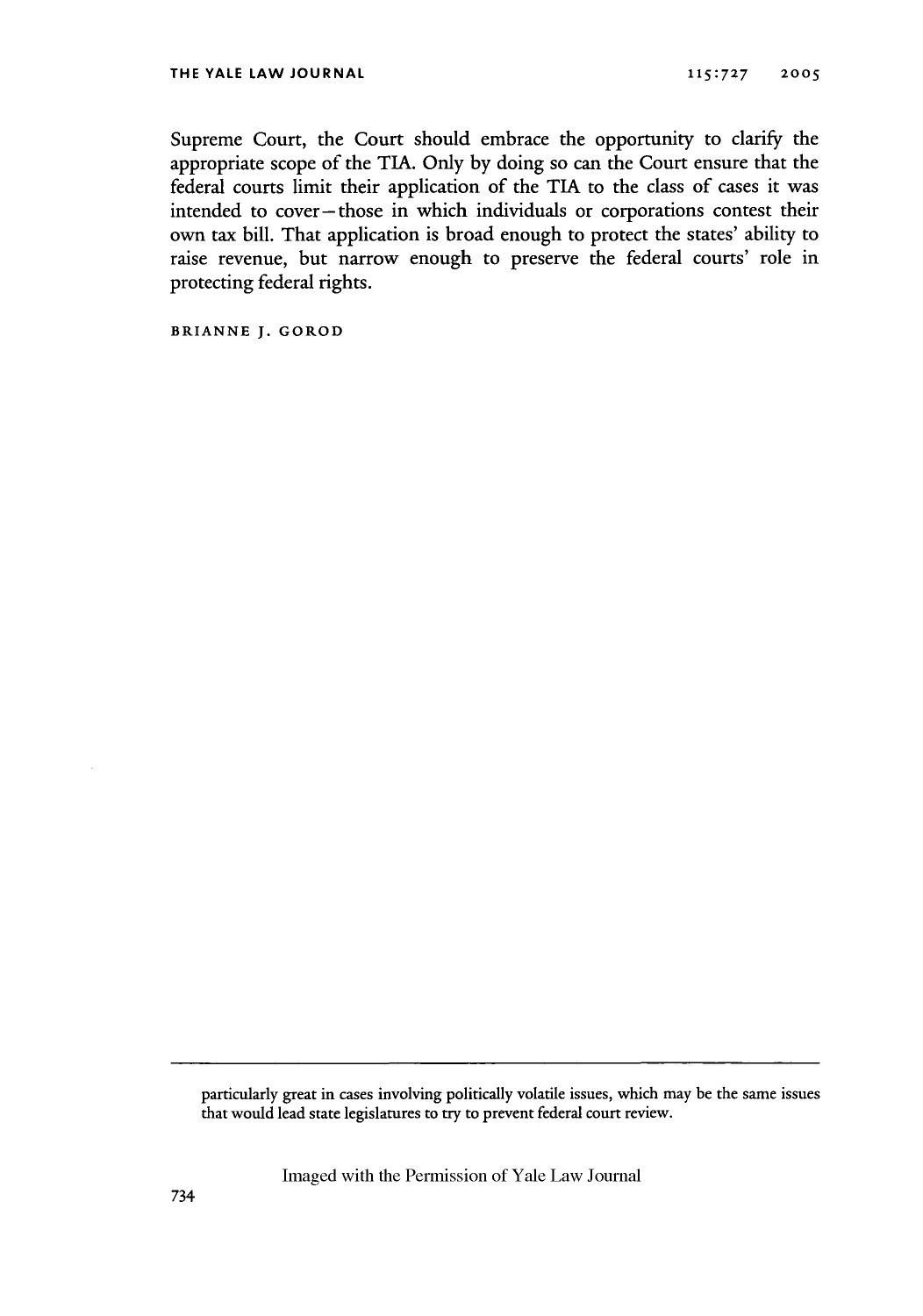Supreme Court, the Court should embrace the opportunity to clarify the appropriate scope of the TIA. Only by doing so can the Court ensure that the federal courts limit their application of the TIA to the class of cases it was intended to cover—those in which individuals or corporations contest their own tax bill. That application is broad enough to protect the states' ability to raise revenue, but narrow enough to preserve the federal courts' role in protecting federal rights.

BRIANNE J. GOROD

---

particularly great in cases involving politically volatile issues, which may be the same issues that would lead state legislatures to try to prevent federal court review.

Imaged with the Permission of Yale Law Journal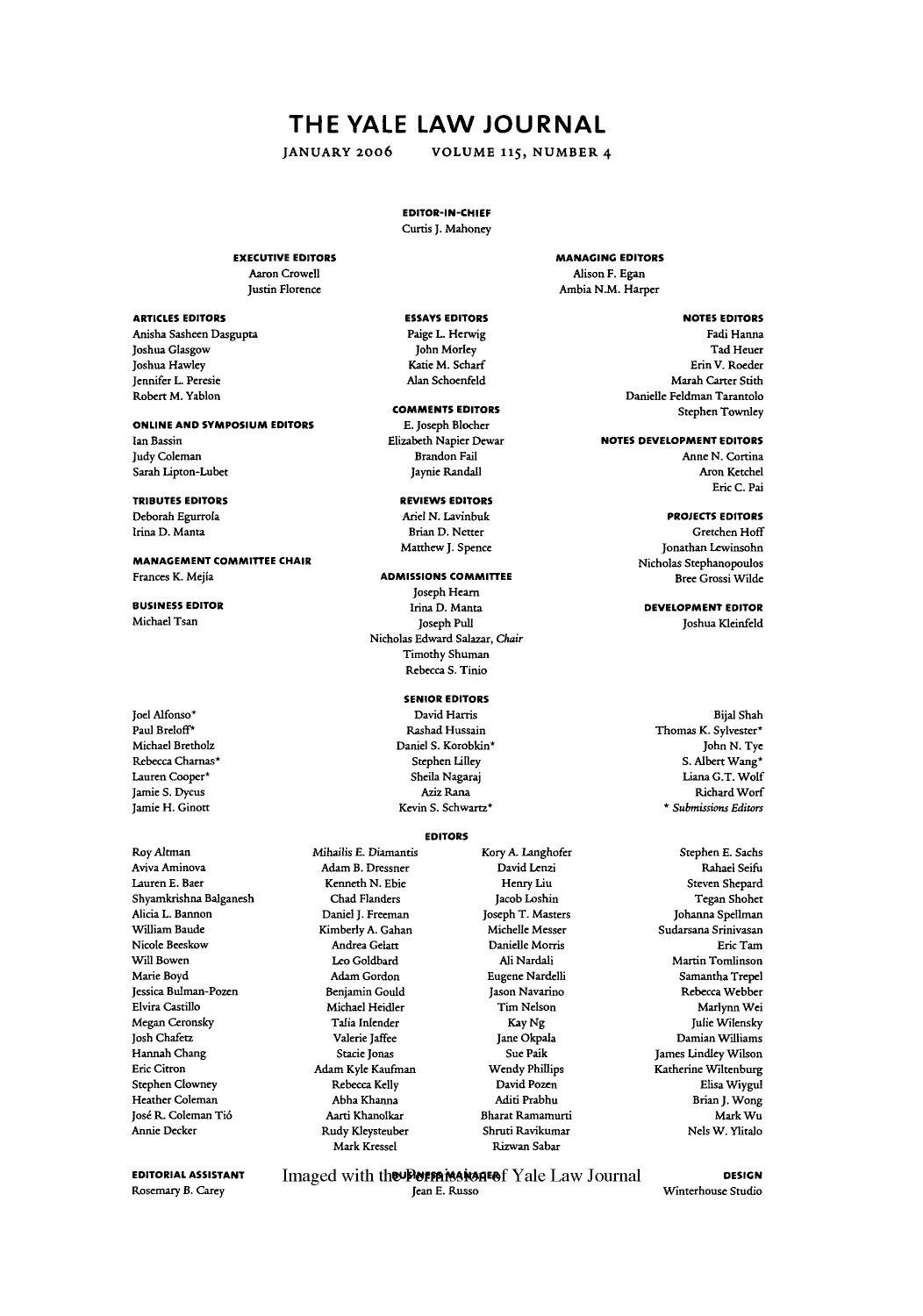# THE YALE LAW JOURNAL

JANUARY 2006 VOLUME 115, NUMBER 4

**EDITOR-IN-CHIEF**
Curtis J. Mahoney

**EXECUTIVE EDITORS**
Aaron Crowell
Justin Florence

**MANAGING EDITORS**
Alison F. Egan
Ambia N.M. Harper

**ARTICLES EDITORS**
Anisha Sasheen Dasgupta
Joshua Glasgow
Joshua Hawley
Jennifer L. Peresie
Robert M. Yablon

**ONLINE AND SYMPOSIUM EDITORS**
Ian Bassin
Judy Coleman
Sarah Lipton-Lubet

**TRIBUTES EDITORS**
Deborah Egurrola
Irina D. Manta

**MANAGEMENT COMMITTEE CHAIR**
Frances K. Mejía

**BUSINESS EDITOR**
Michael Tsan

**ESSAYS EDITORS**
Paige L. Herwig
John Morley
Katie M. Scharf
Alan Schoenfeld

**COMMENTS EDITORS**
E. Joseph Blocher
Elizabeth Napier Dewar
Brandon Fail
Jaynie Randall

**REVIEWS EDITORS**
Ariel N. Lavinbuk
Brian D. Netter
Matthew J. Spence

**ADMISSIONS COMMITTEE**
Joseph Hearn
Irina D. Manta
Joseph Pull
Nicholas Edward Salazar, *Chair*
Timothy Shuman
Rebecca S. Tinio

**NOTES EDITORS**
Fadi Hanna
Tad Heuer
Erin V. Roeder
Marah Carter Stith
Danielle Feldman Tarantolo
Stephen Townley

**NOTES DEVELOPMENT EDITORS**
Anne N. Cortina
Aron Ketchel
Eric C. Pai

**PROJECTS EDITORS**
Gretchen Hoff
Jonathan Lewinsohn
Nicholas Stephanopoulos
Bree Grossi Wilde

**DEVELOPMENT EDITOR**
Joshua Kleinfeld

**SENIOR EDITORS**

Joel Alfonso*
Paul Breloff*
Michael Bretholz
Rebecca Charnas*
Lauren Cooper*
Jamie S. Dycus
Jamie H. Ginott
David Harris
Rashad Hussain
Daniel S. Korobkin*
Stephen Lilley
Sheila Nagaraj
Aziz Rana
Kevin S. Schwartz*
Bijal Shah
Thomas K. Sylvester*
John N. Tye
S. Albert Wang*
Liana G.T. Wolf
Richard Worf

\* *Submissions Editors*

**EDITORS**

Roy Altman
Aviva Aminova
Lauren E. Baer
Shyamkrishna Balganesh
Alicia L. Bannon
William Baude
Nicole Beeskow
Will Bowen
Marie Boyd
Jessica Bulman-Pozen
Elvira Castillo
Megan Ceronsky
Josh Chafetz
Hannah Chang
Eric Citron
Stephen Clowney
Heather Coleman
José R. Coleman Tió
Annie Decker
Mihailis E. Diamantis
Adam B. Dressner
Kenneth N. Ebie
Chad Flanders
Daniel J. Freeman
Kimberly A. Gahan
Andrea Gelatt
Leo Goldbard
Adam Gordon
Benjamin Gould
Michael Heidler
Talia Inlender
Valerie Jaffee
Stacie Jonas
Adam Kyle Kaufman
Rebecca Kelly
Abha Khanna
Aarti Khanolkar
Rudy Kleysteuber
Mark Kressel
Kory A. Langhofer
David Lenzi
Henry Liu
Jacob Loshin
Joseph T. Masters
Michelle Messer
Danielle Morris
Ali Nardali
Eugene Nardelli
Jason Navarino
Tim Nelson
Kay Ng
Jane Okpala
Sue Paik
Wendy Phillips
David Pozen
Aditi Prabhu
Bharat Ramamurti
Shruti Ravikumar
Rizwan Sabar
Stephen E. Sachs
Rahael Seifu
Steven Shepard
Tegan Shohet
Johanna Spellman
Sudarsana Srinivasan
Eric Tam
Martin Tomlinson
Samantha Trepel
Rebecca Webber
Marlynn Wei
Julie Wilensky
Damian Williams
James Lindley Wilson
Katherine Wiltenburg
Elisa Wiygul
Brian J. Wong
Mark Wu
Nels W. Ylitalo

**EDITORIAL ASSISTANT**
Rosemary B. Carey

**BUSINESS MANAGER**
Jean E. Russo

**DESIGN**
Winterhouse Studio

Imaged with the Permission of Yale Law Journal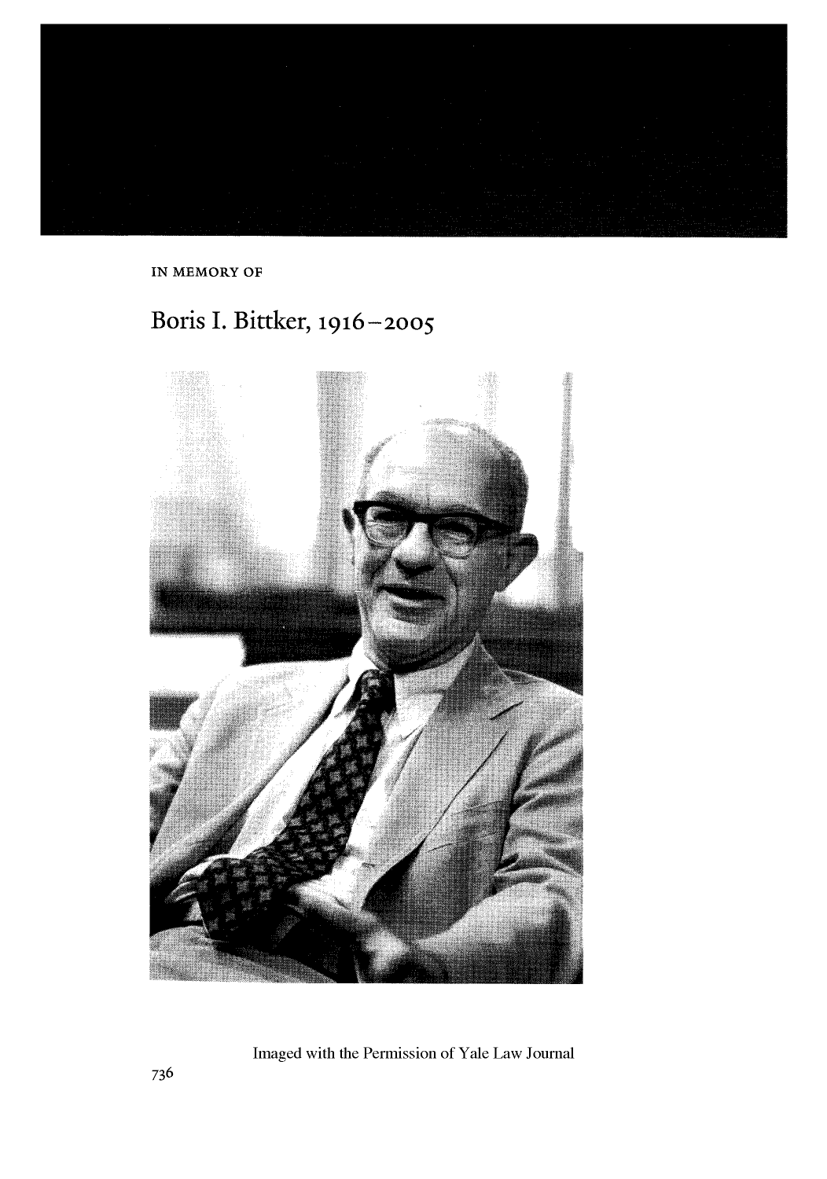IN MEMORY OF

# Boris I. Bittker, 1916–2005

Imaged with the Permission of Yale Law Journal